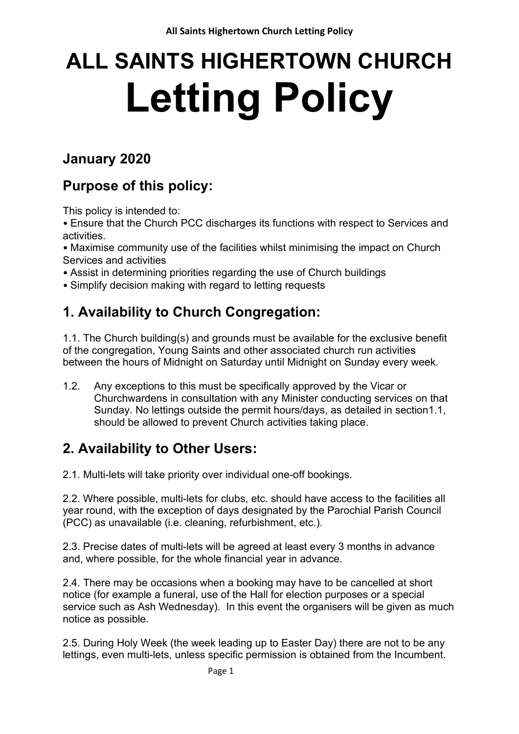# ALL SAINTS HIGHERTOWN CHURCH

# Letting Policy

## January 2020

## Purpose of this policy:

This policy is intended to:

• Ensure that the Church PCC discharges its functions with respect to Services and activities.

• Maximise community use of the facilities whilst minimising the impact on Church Services and activities

• Assist in determining priorities regarding the use of Church buildings

• Simplify decision making with regard to letting requests

## 1. Availability to Church Congregation:

1.1. The Church building(s) and grounds must be available for the exclusive benefit of the congregation, Young Saints and other associated church run activities between the hours of Midnight on Saturday until Midnight on Sunday every week.

1.2. Any exceptions to this must be specifically approved by the Vicar or Churchwardens in consultation with any Minister conducting services on that Sunday. No lettings outside the permit hours/days, as detailed in section1.1, should be allowed to prevent Church activities taking place.

## 2. Availability to Other Users:

2.1. Multi-lets will take priority over individual one-off bookings.

2.2. Where possible, multi-lets for clubs, etc. should have access to the facilities all year round, with the exception of days designated by the Parochial Parish Council (PCC) as unavailable (i.e. cleaning, refurbishment, etc.).

2.3. Precise dates of multi-lets will be agreed at least every 3 months in advance and, where possible, for the whole financial year in advance.

2.4. There may be occasions when a booking may have to be cancelled at short notice (for example a funeral, use of the Hall for election purposes or a special service such as Ash Wednesday). In this event the organisers will be given as much notice as possible.

2.5. During Holy Week (the week leading up to Easter Day) there are not to be any lettings, even multi-lets, unless specific permission is obtained from the Incumbent.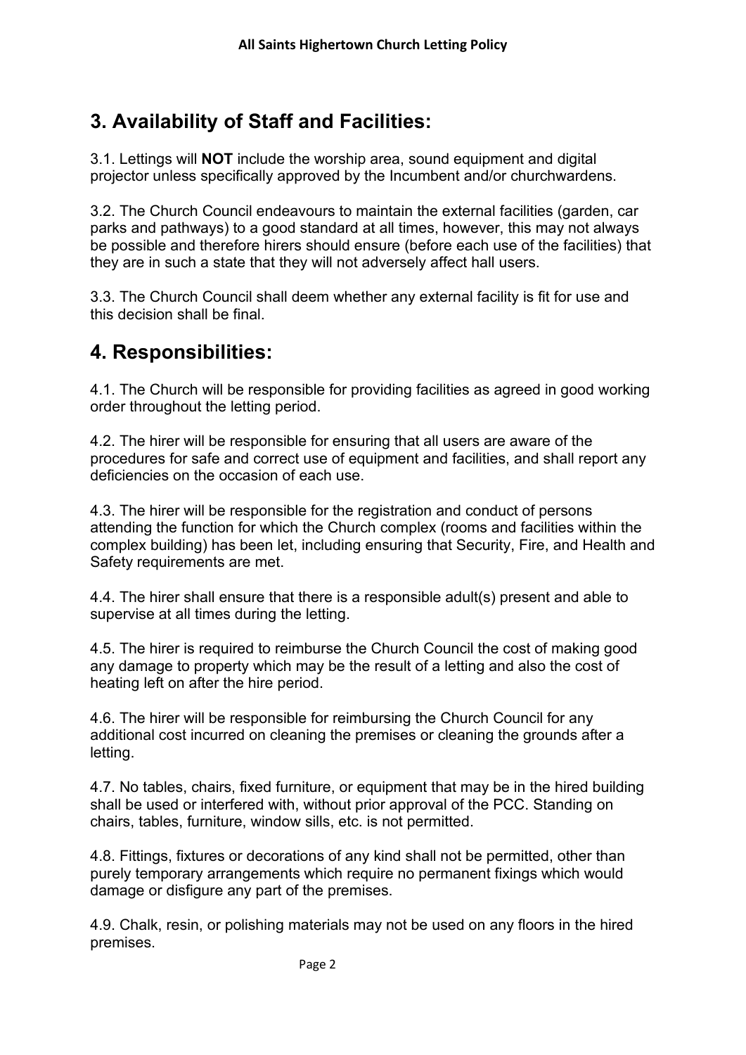## 3. Availability of Staff and Facilities:

3.1. Lettings will **NOT** include the worship area, sound equipment and digital projector unless specifically approved by the Incumbent and/or churchwardens.

3.2. The Church Council endeavours to maintain the external facilities (garden, car parks and pathways) to a good standard at all times, however, this may not always be possible and therefore hirers should ensure (before each use of the facilities) that they are in such a state that they will not adversely affect hall users.

3.3. The Church Council shall deem whether any external facility is fit for use and this decision shall be final.

## 4. Responsibilities:

4.1. The Church will be responsible for providing facilities as agreed in good working order throughout the letting period.

4.2. The hirer will be responsible for ensuring that all users are aware of the procedures for safe and correct use of equipment and facilities, and shall report any deficiencies on the occasion of each use.

4.3. The hirer will be responsible for the registration and conduct of persons attending the function for which the Church complex (rooms and facilities within the complex building) has been let, including ensuring that Security, Fire, and Health and Safety requirements are met.

4.4. The hirer shall ensure that there is a responsible adult(s) present and able to supervise at all times during the letting.

4.5. The hirer is required to reimburse the Church Council the cost of making good any damage to property which may be the result of a letting and also the cost of heating left on after the hire period.

4.6. The hirer will be responsible for reimbursing the Church Council for any additional cost incurred on cleaning the premises or cleaning the grounds after a letting.

4.7. No tables, chairs, fixed furniture, or equipment that may be in the hired building shall be used or interfered with, without prior approval of the PCC. Standing on chairs, tables, furniture, window sills, etc. is not permitted.

4.8. Fittings, fixtures or decorations of any kind shall not be permitted, other than purely temporary arrangements which require no permanent fixings which would damage or disfigure any part of the premises.

4.9. Chalk, resin, or polishing materials may not be used on any floors in the hired premises.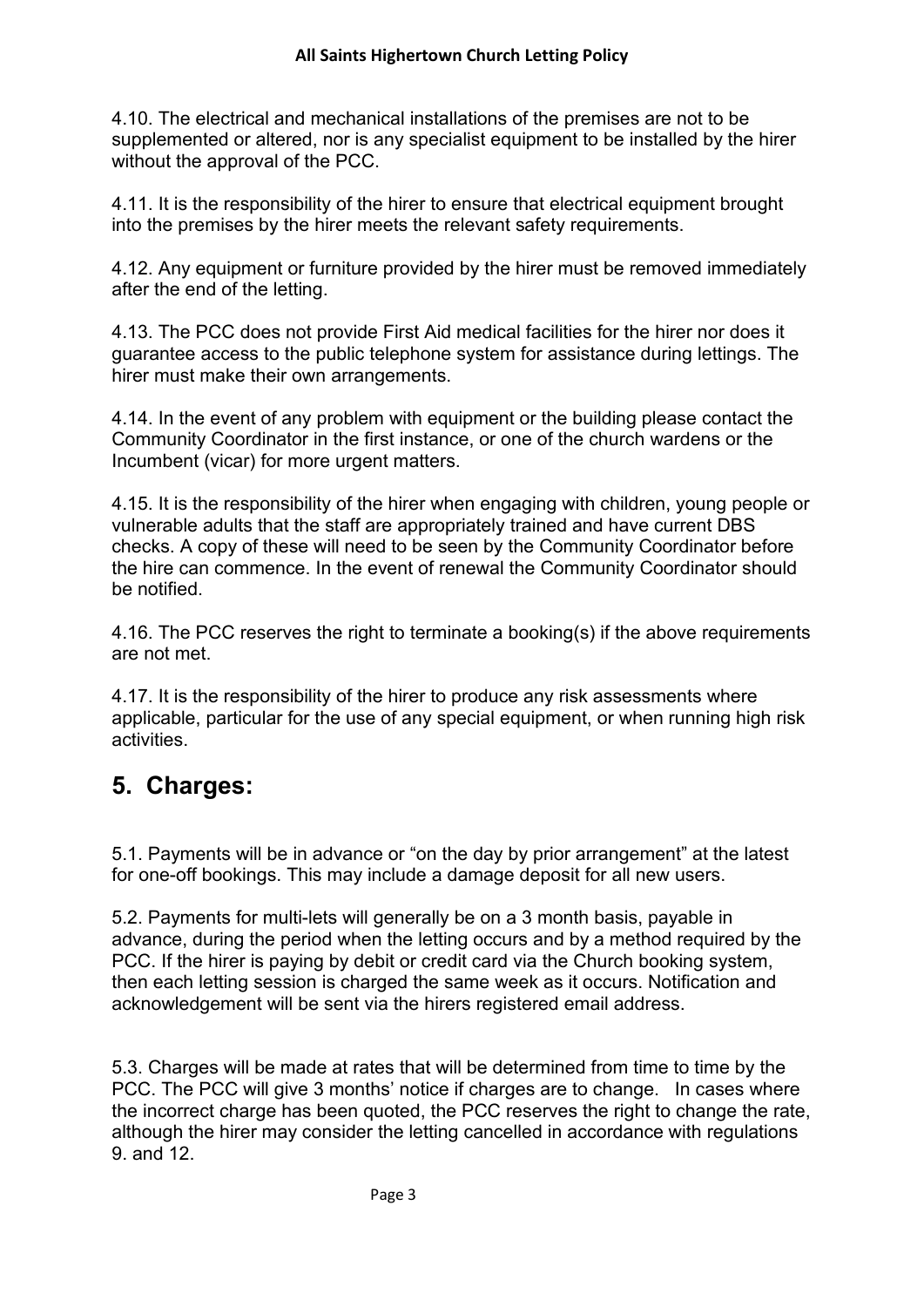4.10. The electrical and mechanical installations of the premises are not to be supplemented or altered, nor is any specialist equipment to be installed by the hirer without the approval of the PCC.

4.11. It is the responsibility of the hirer to ensure that electrical equipment brought into the premises by the hirer meets the relevant safety requirements.

4.12. Any equipment or furniture provided by the hirer must be removed immediately after the end of the letting.

4.13. The PCC does not provide First Aid medical facilities for the hirer nor does it guarantee access to the public telephone system for assistance during lettings. The hirer must make their own arrangements.

4.14. In the event of any problem with equipment or the building please contact the Community Coordinator in the first instance, or one of the church wardens or the Incumbent (vicar) for more urgent matters.

4.15. It is the responsibility of the hirer when engaging with children, young people or vulnerable adults that the staff are appropriately trained and have current DBS checks. A copy of these will need to be seen by the Community Coordinator before the hire can commence. In the event of renewal the Community Coordinator should be notified.

4.16. The PCC reserves the right to terminate a booking(s) if the above requirements are not met.

4.17. It is the responsibility of the hirer to produce any risk assessments where applicable, particular for the use of any special equipment, or when running high risk activities.

## 5. Charges:

5.1. Payments will be in advance or "on the day by prior arrangement" at the latest for one-off bookings. This may include a damage deposit for all new users.

5.2. Payments for multi-lets will generally be on a 3 month basis, payable in advance, during the period when the letting occurs and by a method required by the PCC. If the hirer is paying by debit or credit card via the Church booking system, then each letting session is charged the same week as it occurs. Notification and acknowledgement will be sent via the hirers registered email address.

5.3. Charges will be made at rates that will be determined from time to time by the PCC. The PCC will give 3 months' notice if charges are to change. In cases where the incorrect charge has been quoted, the PCC reserves the right to change the rate, although the hirer may consider the letting cancelled in accordance with regulations 9. and 12.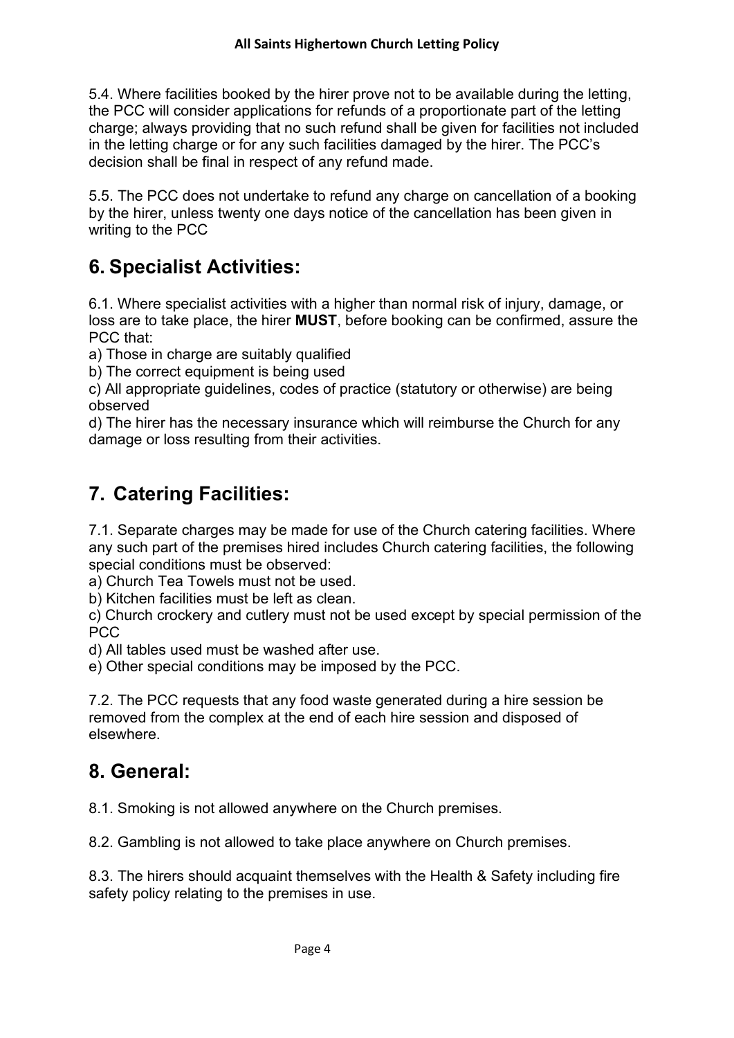5.4. Where facilities booked by the hirer prove not to be available during the letting, the PCC will consider applications for refunds of a proportionate part of the letting charge; always providing that no such refund shall be given for facilities not included in the letting charge or for any such facilities damaged by the hirer. The PCC's decision shall be final in respect of any refund made.

5.5. The PCC does not undertake to refund any charge on cancellation of a booking by the hirer, unless twenty one days notice of the cancellation has been given in writing to the PCC

## 6. Specialist Activities:

6.1. Where specialist activities with a higher than normal risk of injury, damage, or loss are to take place, the hirer **MUST**, before booking can be confirmed, assure the PCC that:
a) Those in charge are suitably qualified
b) The correct equipment is being used
c) All appropriate guidelines, codes of practice (statutory or otherwise) are being observed
d) The hirer has the necessary insurance which will reimburse the Church for any damage or loss resulting from their activities.

## 7. Catering Facilities:

7.1. Separate charges may be made for use of the Church catering facilities. Where any such part of the premises hired includes Church catering facilities, the following special conditions must be observed:
a) Church Tea Towels must not be used.
b) Kitchen facilities must be left as clean.
c) Church crockery and cutlery must not be used except by special permission of the PCC
d) All tables used must be washed after use.
e) Other special conditions may be imposed by the PCC.

7.2. The PCC requests that any food waste generated during a hire session be removed from the complex at the end of each hire session and disposed of elsewhere.

## 8. General:

8.1. Smoking is not allowed anywhere on the Church premises.

8.2. Gambling is not allowed to take place anywhere on Church premises.

8.3. The hirers should acquaint themselves with the Health & Safety including fire safety policy relating to the premises in use.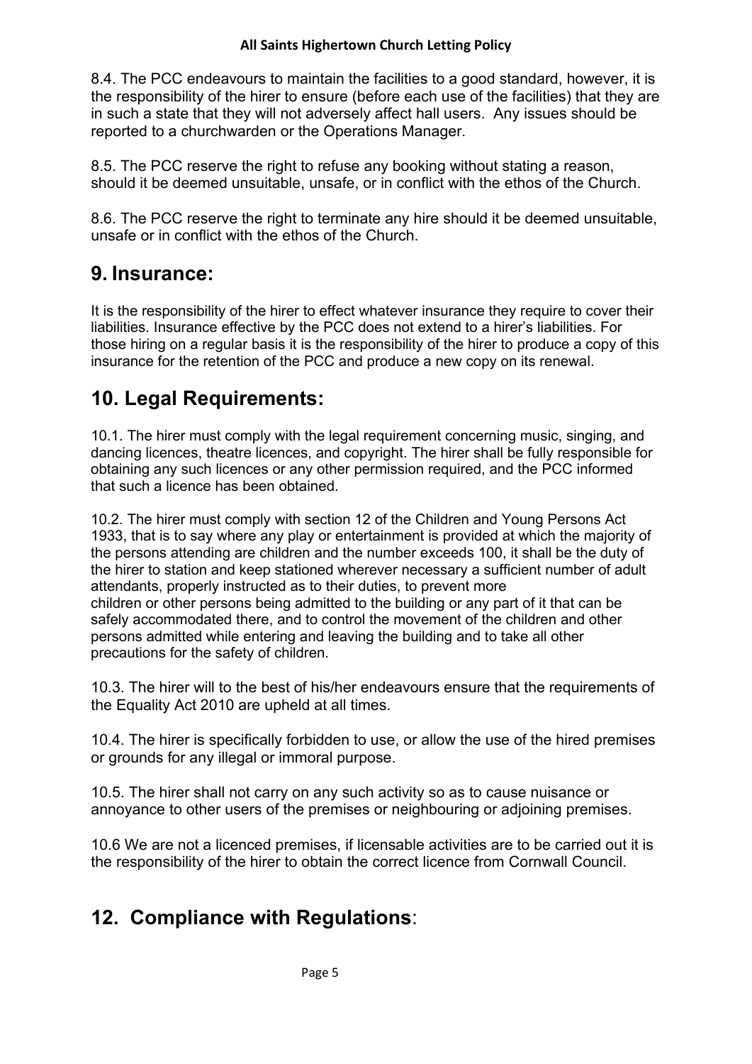8.4. The PCC endeavours to maintain the facilities to a good standard, however, it is the responsibility of the hirer to ensure (before each use of the facilities) that they are in such a state that they will not adversely affect hall users.  Any issues should be reported to a churchwarden or the Operations Manager.

8.5. The PCC reserve the right to refuse any booking without stating a reason, should it be deemed unsuitable, unsafe, or in conflict with the ethos of the Church.

8.6. The PCC reserve the right to terminate any hire should it be deemed unsuitable, unsafe or in conflict with the ethos of the Church.

## 9. Insurance:

It is the responsibility of the hirer to effect whatever insurance they require to cover their liabilities. Insurance effective by the PCC does not extend to a hirer's liabilities. For those hiring on a regular basis it is the responsibility of the hirer to produce a copy of this insurance for the retention of the PCC and produce a new copy on its renewal.

## 10. Legal Requirements:

10.1. The hirer must comply with the legal requirement concerning music, singing, and dancing licences, theatre licences, and copyright. The hirer shall be fully responsible for obtaining any such licences or any other permission required, and the PCC informed that such a licence has been obtained.

10.2. The hirer must comply with section 12 of the Children and Young Persons Act 1933, that is to say where any play or entertainment is provided at which the majority of the persons attending are children and the number exceeds 100, it shall be the duty of the hirer to station and keep stationed wherever necessary a sufficient number of adult attendants, properly instructed as to their duties, to prevent more children or other persons being admitted to the building or any part of it that can be safely accommodated there, and to control the movement of the children and other persons admitted while entering and leaving the building and to take all other precautions for the safety of children.

10.3. The hirer will to the best of his/her endeavours ensure that the requirements of the Equality Act 2010 are upheld at all times.

10.4. The hirer is specifically forbidden to use, or allow the use of the hired premises or grounds for any illegal or immoral purpose.

10.5. The hirer shall not carry on any such activity so as to cause nuisance or annoyance to other users of the premises or neighbouring or adjoining premises.

10.6 We are not a licenced premises, if licensable activities are to be carried out it is the responsibility of the hirer to obtain the correct licence from Cornwall Council.

## 12. Compliance with Regulations: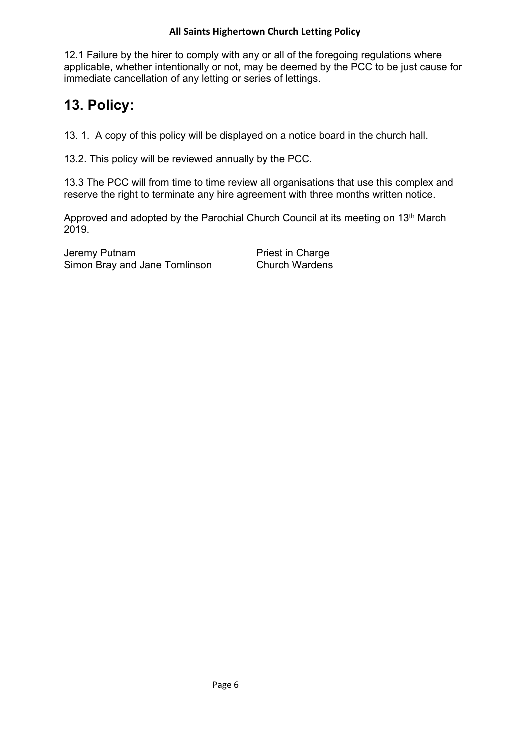12.1 Failure by the hirer to comply with any or all of the foregoing regulations where applicable, whether intentionally or not, may be deemed by the PCC to be just cause for immediate cancellation of any letting or series of lettings.

## 13. Policy:

13. 1. A copy of this policy will be displayed on a notice board in the church hall.

13.2. This policy will be reviewed annually by the PCC.

13.3 The PCC will from time to time review all organisations that use this complex and reserve the right to terminate any hire agreement with three months written notice.

Approved and adopted by the Parochial Church Council at its meeting on 13th March 2019.

| | |
|---|---|
| Jeremy Putnam | Priest in Charge |
| Simon Bray and Jane Tomlinson | Church Wardens |